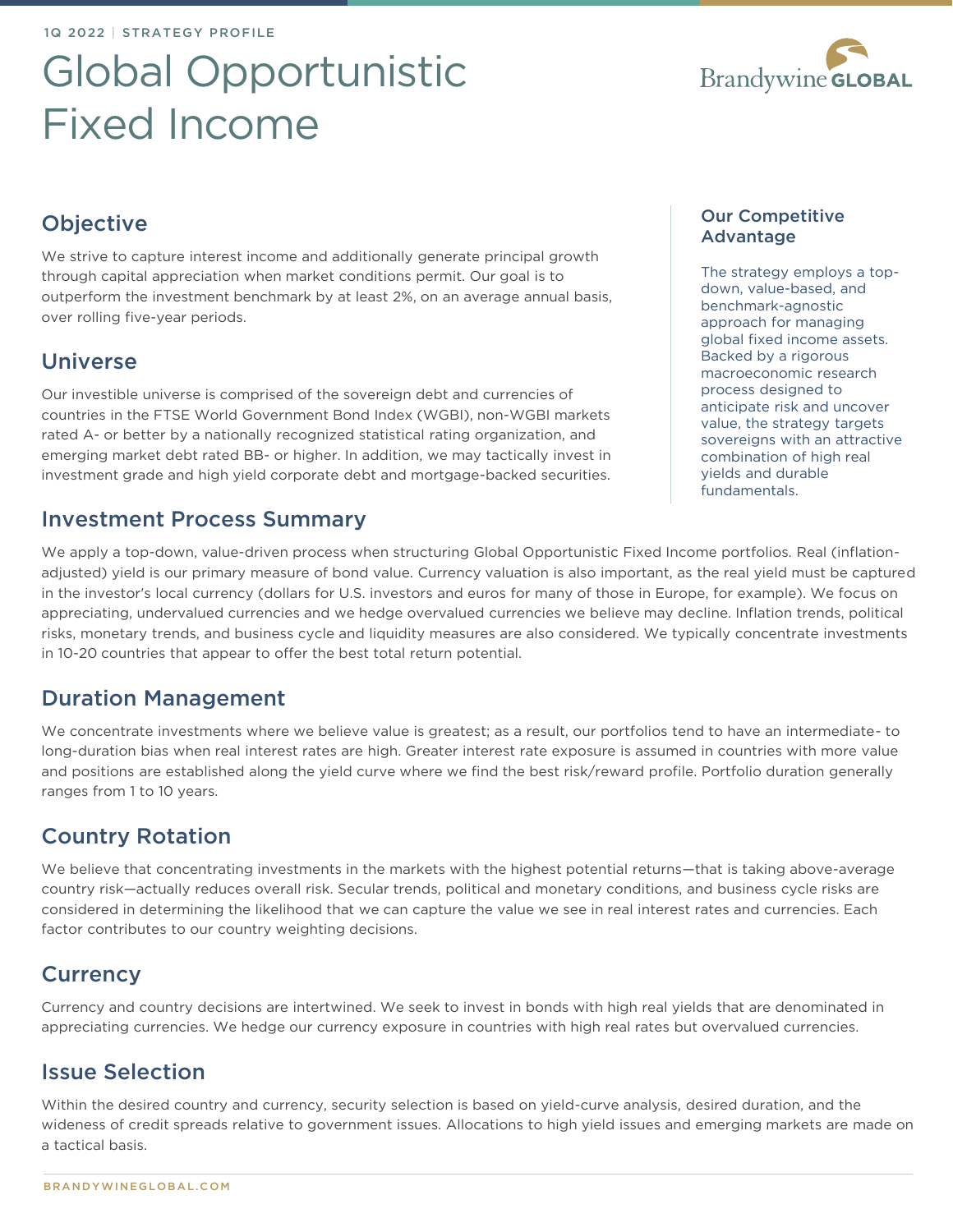1Q 2022 | STRATEGY PROFILE

# Global Opportunistic Fixed Income

## Objective

We strive to capture interest income and additionally generate principal growth through capital appreciation when market conditions permit. Our goal is to outperform the investment benchmark by at least 2%, on an average annual basis, over rolling five-year periods.

## Universe

Our investible universe is comprised of the sovereign debt and currencies of countries in the FTSE World Government Bond Index (WGBI), non-WGBI markets rated A- or better by a nationally recognized statistical rating organization, and emerging market debt rated BB- or higher. In addition, we may tactically invest in investment grade and high yield corporate debt and mortgage-backed securities.

### Our Competitive Advantage

The strategy employs a top-down, value-based, and benchmark-agnostic approach for managing global fixed income assets. Backed by a rigorous macroeconomic research process designed to anticipate risk and uncover value, the strategy targets sovereigns with an attractive combination of high real yields and durable fundamentals.

## Investment Process Summary

We apply a top-down, value-driven process when structuring Global Opportunistic Fixed Income portfolios. Real (inflation-adjusted) yield is our primary measure of bond value. Currency valuation is also important, as the real yield must be captured in the investor's local currency (dollars for U.S. investors and euros for many of those in Europe, for example). We focus on appreciating, undervalued currencies and we hedge overvalued currencies we believe may decline. Inflation trends, political risks, monetary trends, and business cycle and liquidity measures are also considered. We typically concentrate investments in 10-20 countries that appear to offer the best total return potential.

## Duration Management

We concentrate investments where we believe value is greatest; as a result, our portfolios tend to have an intermediate- to long-duration bias when real interest rates are high. Greater interest rate exposure is assumed in countries with more value and positions are established along the yield curve where we find the best risk/reward profile. Portfolio duration generally ranges from 1 to 10 years.

## Country Rotation

We believe that concentrating investments in the markets with the highest potential returns—that is taking above-average country risk—actually reduces overall risk. Secular trends, political and monetary conditions, and business cycle risks are considered in determining the likelihood that we can capture the value we see in real interest rates and currencies. Each factor contributes to our country weighting decisions.

## Currency

Currency and country decisions are intertwined. We seek to invest in bonds with high real yields that are denominated in appreciating currencies. We hedge our currency exposure in countries with high real rates but overvalued currencies.

## Issue Selection

Within the desired country and currency, security selection is based on yield-curve analysis, desired duration, and the wideness of credit spreads relative to government issues. Allocations to high yield issues and emerging markets are made on a tactical basis.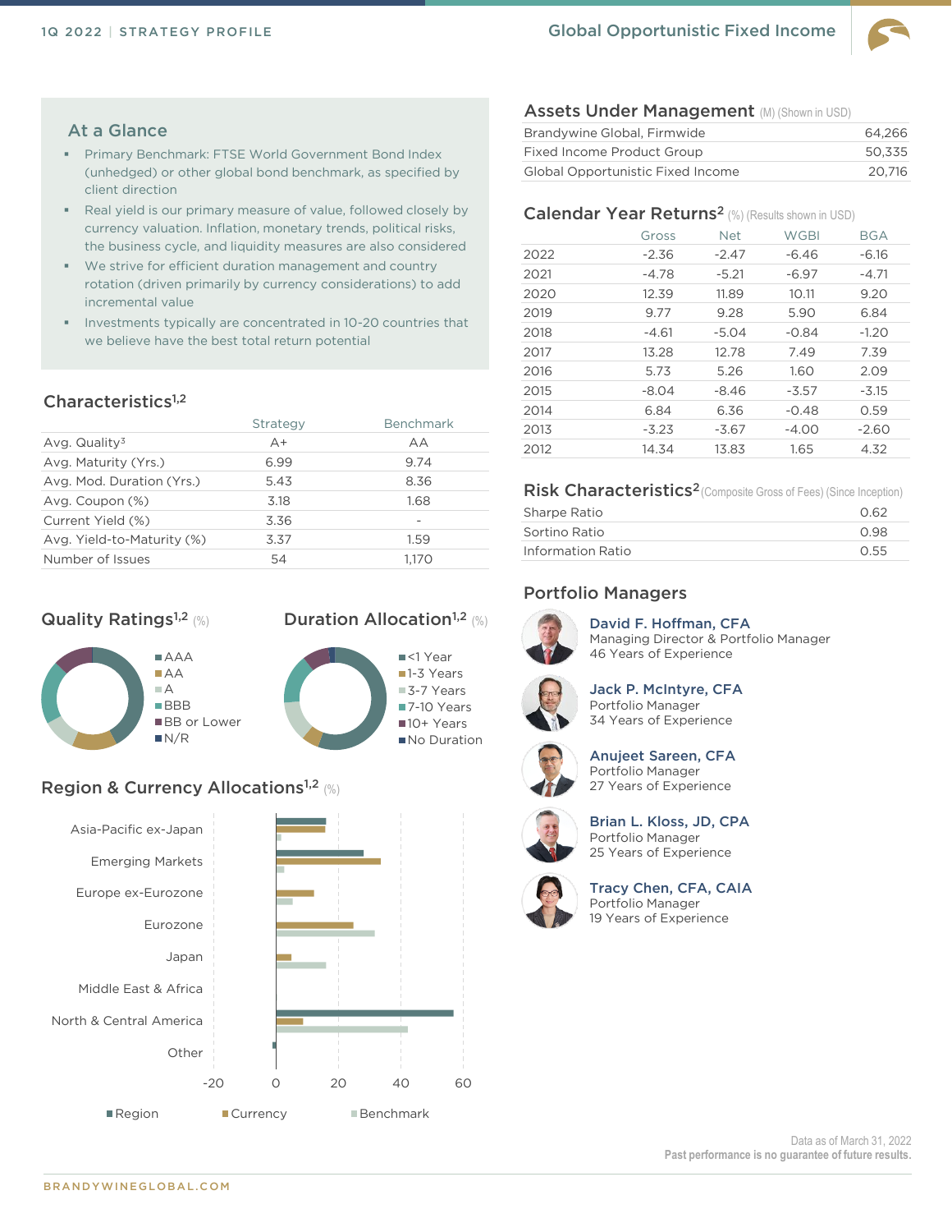# Global Opportunistic Fixed Income

1Q 2022 | STRATEGY PROFILE

## At a Glance

- Primary Benchmark: FTSE World Government Bond Index (unhedged) or other global bond benchmark, as specified by client direction
- Real yield is our primary measure of value, followed closely by currency valuation. Inflation, monetary trends, political risks, the business cycle, and liquidity measures are also considered
- We strive for efficient duration management and country rotation (driven primarily by currency considerations) to add incremental value
- Investments typically are concentrated in 10-20 countries that we believe have the best total return potential

## Characteristics[1,2]

| | Strategy | Benchmark |
|---|---|---|
| Avg. Quality[3] | A+ | AA |
| Avg. Maturity (Yrs.) | 6.99 | 9.74 |
| Avg. Mod. Duration (Yrs.) | 5.43 | 8.36 |
| Avg. Coupon (%) | 3.18 | 1.68 |
| Current Yield (%) | 3.36 | - |
| Avg. Yield-to-Maturity (%) | 3.37 | 1.59 |
| Number of Issues | 54 | 1,170 |

## Quality Ratings[1,2] (%)

AAA, AA, A, BBB, BB or Lower, N/R

## Duration Allocation[1,2] (%)

<1 Year, 1-3 Years, 3-7 Years, 7-10 Years, 10+ Years, No Duration

## Region & Currency Allocations[1,2] (%)

Asia-Pacific ex-Japan, Emerging Markets, Europe ex-Eurozone, Eurozone, Japan, Middle East & Africa, North & Central America, Other

Region, Currency, Benchmark

## Assets Under Management (M) (Shown in USD)

| | |
|---|---|
| Brandywine Global, Firmwide | 64,266 |
| Fixed Income Product Group | 50,335 |
| Global Opportunistic Fixed Income | 20,716 |

## Calendar Year Returns[2] (%) (Results shown in USD)

| | Gross | Net | WGBI | BGA |
|---|---|---|---|---|
| 2022 | -2.36 | -2.47 | -6.46 | -6.16 |
| 2021 | -4.78 | -5.21 | -6.97 | -4.71 |
| 2020 | 12.39 | 11.89 | 10.11 | 9.20 |
| 2019 | 9.77 | 9.28 | 5.90 | 6.84 |
| 2018 | -4.61 | -5.04 | -0.84 | -1.20 |
| 2017 | 13.28 | 12.78 | 7.49 | 7.39 |
| 2016 | 5.73 | 5.26 | 1.60 | 2.09 |
| 2015 | -8.04 | -8.46 | -3.57 | -3.15 |
| 2014 | 6.84 | 6.36 | -0.48 | 0.59 |
| 2013 | -3.23 | -3.67 | -4.00 | -2.60 |
| 2012 | 14.34 | 13.83 | 1.65 | 4.32 |

## Risk Characteristics[2] (Composite Gross of Fees) (Since Inception)

| | |
|---|---|
| Sharpe Ratio | 0.62 |
| Sortino Ratio | 0.98 |
| Information Ratio | 0.55 |

## Portfolio Managers

**David F. Hoffman, CFA**
Managing Director & Portfolio Manager
46 Years of Experience

**Jack P. McIntyre, CFA**
Portfolio Manager
34 Years of Experience

**Anujeet Sareen, CFA**
Portfolio Manager
27 Years of Experience

**Brian L. Kloss, JD, CPA**
Portfolio Manager
25 Years of Experience

**Tracy Chen, CFA, CAIA**
Portfolio Manager
19 Years of Experience

Data as of March 31, 2022
**Past performance is no guarantee of future results.**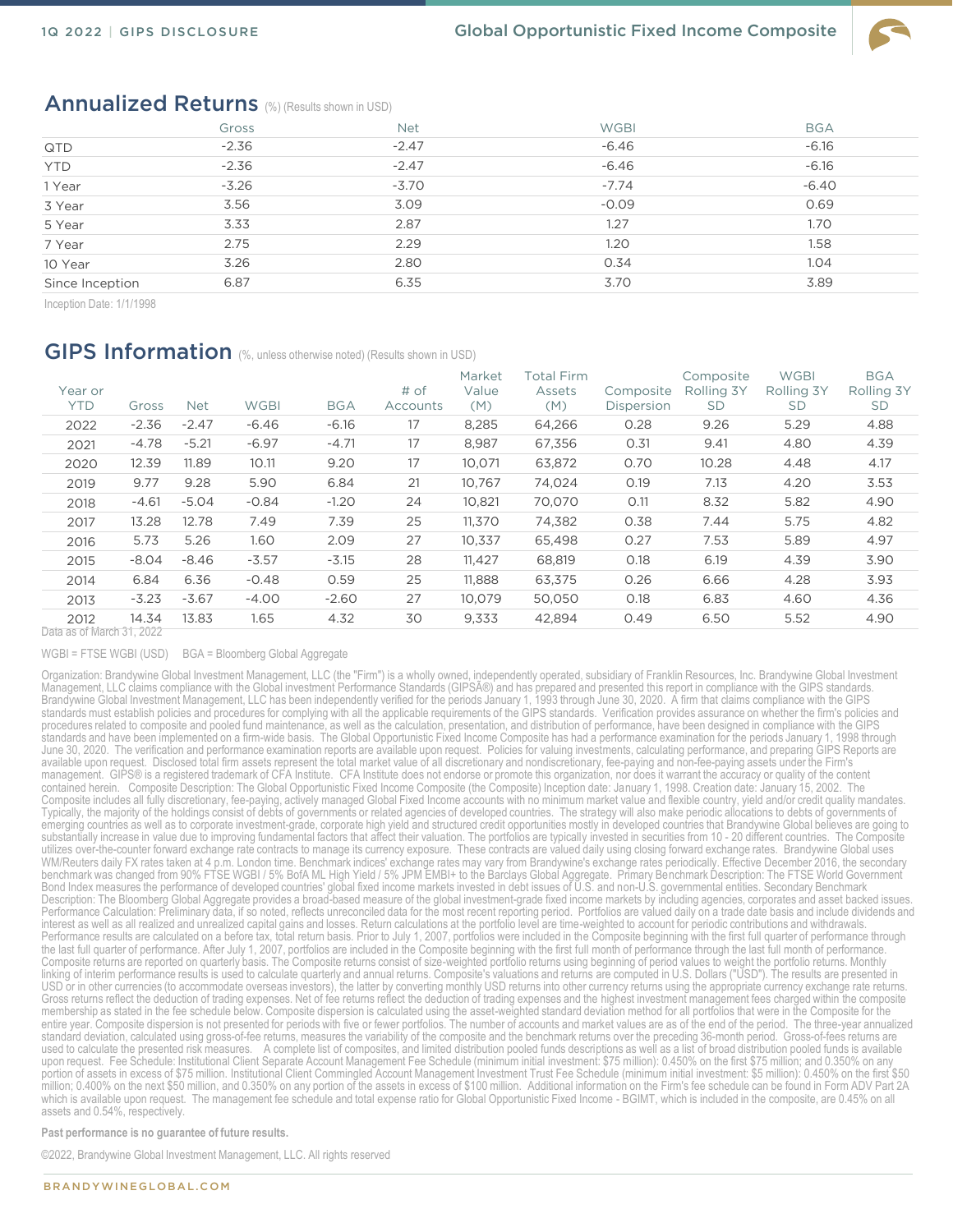## Annualized Returns (%) (Results shown in USD)

| | Gross | Net | WGBI | BGA |
|---|---|---|---|---|
| QTD | -2.36 | -2.47 | -6.46 | -6.16 |
| YTD | -2.36 | -2.47 | -6.46 | -6.16 |
| 1 Year | -3.26 | -3.70 | -7.74 | -6.40 |
| 3 Year | 3.56 | 3.09 | -0.09 | 0.69 |
| 5 Year | 3.33 | 2.87 | 1.27 | 1.70 |
| 7 Year | 2.75 | 2.29 | 1.20 | 1.58 |
| 10 Year | 3.26 | 2.80 | 0.34 | 1.04 |
| Since Inception | 6.87 | 6.35 | 3.70 | 3.89 |

Inception Date: 1/1/1998

## GIPS Information (%, unless otherwise noted) (Results shown in USD)

| Year or YTD | Gross | Net | WGBI | BGA | # of Accounts | Market Value (M) | Total Firm Assets (M) | Composite Dispersion | Composite Rolling 3Y SD | WGBI Rolling 3Y SD | BGA Rolling 3Y SD |
|---|---|---|---|---|---|---|---|---|---|---|---|
| 2022 | -2.36 | -2.47 | -6.46 | -6.16 | 17 | 8,285 | 64,266 | 0.28 | 9.26 | 5.29 | 4.88 |
| 2021 | -4.78 | -5.21 | -6.97 | -4.71 | 17 | 8,987 | 67,356 | 0.31 | 9.41 | 4.80 | 4.39 |
| 2020 | 12.39 | 11.89 | 10.11 | 9.20 | 17 | 10,071 | 63,872 | 0.70 | 10.28 | 4.48 | 4.17 |
| 2019 | 9.77 | 9.28 | 5.90 | 6.84 | 21 | 10,767 | 74,024 | 0.19 | 7.13 | 4.20 | 3.53 |
| 2018 | -4.61 | -5.04 | -0.84 | -1.20 | 24 | 10,821 | 70,070 | 0.11 | 8.32 | 5.82 | 4.90 |
| 2017 | 13.28 | 12.78 | 7.49 | 7.39 | 25 | 11,370 | 74,382 | 0.38 | 7.44 | 5.75 | 4.82 |
| 2016 | 5.73 | 5.26 | 1.60 | 2.09 | 27 | 10,337 | 65,498 | 0.27 | 7.53 | 5.89 | 4.97 |
| 2015 | -8.04 | -8.46 | -3.57 | -3.15 | 28 | 11,427 | 68,819 | 0.18 | 6.19 | 4.39 | 3.90 |
| 2014 | 6.84 | 6.36 | -0.48 | 0.59 | 25 | 11,888 | 63,375 | 0.26 | 6.66 | 4.28 | 3.93 |
| 2013 | -3.23 | -3.67 | -4.00 | -2.60 | 27 | 10,079 | 50,050 | 0.18 | 6.83 | 4.60 | 4.36 |
| 2012 | 14.34 | 13.83 | 1.65 | 4.32 | 30 | 9,333 | 42,894 | 0.49 | 6.50 | 5.52 | 4.90 |

Data as of March 31, 2022

WGBI = FTSE WGBI (USD)    BGA = Bloomberg Global Aggregate

Organization: Brandywine Global Investment Management, LLC (the "Firm") is a wholly owned, independently operated, subsidiary of Franklin Resources, Inc. Brandywine Global Investment Management, LLC claims compliance with the Global investment Performance Standards (GIPSÂ®) and has prepared and presented this report in compliance with the GIPS standards. Brandywine Global Investment Management, LLC has been independently verified for the periods January 1, 1993 through June 30, 2020. A firm that claims compliance with the GIPS standards must establish policies and procedures for complying with all the applicable requirements of the GIPS standards. Verification provides assurance on whether the firm's policies and procedures related to composite and pooled fund maintenance, as well as the calculation, presentation, and distribution of performance, have been designed in compliance with the GIPS standards and have been implemented on a firm-wide basis. The Global Opportunistic Fixed Income Composite has had a performance examination for the periods January 1, 1998 through June 30, 2020. The verification and performance examination reports are available upon request. Policies for valuing investments, calculating performance, and preparing GIPS Reports are available upon request. Disclosed total firm assets represent the total market value of all discretionary and nondiscretionary, fee-paying and non-fee-paying assets under the Firm's management. GIPS® is a registered trademark of CFA Institute. CFA Institute does not endorse or promote this organization, nor does it warrant the accuracy or quality of the content contained herein. Composite Description: The Global Opportunistic Fixed Income Composite (the Composite) Inception date: January 1, 1998. Creation date: January 15, 2002. The Composite includes all fully discretionary, fee-paying, actively managed Global Fixed Income accounts with no minimum market value and flexible country, yield and/or credit quality mandates. Typically, the majority of the holdings consist of debts of governments or related agencies of developed countries. The strategy will also make periodic allocations to debts of governments of emerging countries as well as to corporate investment-grade, corporate high yield and structured credit opportunities mostly in developed countries that Brandywine Global believes are going to substantially increase in value due to improving fundamental factors that affect their valuation. The portfolios are typically invested in securities from 10 - 20 different countries. The Composite utilizes over-the-counter forward exchange rate contracts to manage its currency exposure. These contracts are valued daily using closing forward exchange rates. Brandywine Global uses WM/Reuters daily FX rates taken at 4 p.m. London time. Benchmark indices' exchange rates may vary from Brandywine's exchange rates periodically. Effective December 2016, the secondary benchmark was changed from 90% FTSE WGBI / 5% BofA ML High Yield / 5% JPM EMBI+ to the Barclays Global Aggregate. Primary Benchmark Description: The FTSE World Government Bond Index measures the performance of developed countries' global fixed income markets invested in debt issues of U.S. and non-U.S. governmental entities. Secondary Benchmark Description: The Bloomberg Global Aggregate provides a broad-based measure of the global investment-grade fixed income markets by including agencies, corporates and asset backed issues. Performance Calculation: Preliminary data, if so noted, reflects unreconciled data for the most recent reporting period. Portfolios are valued daily on a trade date basis and include dividends and interest as well as all realized and unrealized capital gains and losses. Return calculations at the portfolio level are time-weighted to account for periodic contributions and withdrawals. Performance results are calculated on a before tax, total return basis. Prior to July 1, 2007, portfolios were included in the Composite beginning with the first full quarter of performance through the last full quarter of performance. After July 1, 2007, portfolios are included in the Composite beginning with the first full month of performance through the last full month of performance. Composite returns are reported on quarterly basis. The Composite returns consist of size-weighted portfolio returns using beginning of period values to weight the portfolio returns. Monthly linking of interim performance results is used to calculate quarterly and annual returns. Composite's valuations and returns are computed in U.S. Dollars ("USD"). The results are presented in USD or in other currencies (to accommodate overseas investors), the latter by converting monthly USD returns into other currency returns using the appropriate currency exchange rate returns. Gross returns reflect the deduction of trading expenses. Net of fee returns reflect the deduction of trading expenses and the highest investment management fees charged within the composite membership as stated in the fee schedule below. Composite dispersion is calculated using the asset-weighted standard deviation method for all portfolios that were in the Composite for the entire year. Composite dispersion is not presented for periods with five or fewer portfolios. The number of accounts and market values are as of the end of the period. The three-year annualized standard deviation, calculated using gross-of-fee returns, measures the variability of the composite and the benchmark returns over the preceding 36-month period. Gross-of-fees returns are used to calculate the presented risk measures. A complete list of composites, and limited distribution pooled funds descriptions as well as a list of broad distribution pooled funds is available upon request. Fee Schedule: Institutional Client Separate Account Management Fee Schedule (minimum initial investment: $75 million): 0.450% on the first $75 million; and 0.350% on any portion of assets in excess of $75 million. Institutional Client Commingled Account Management Investment Trust Fee Schedule (minimum initial investment: $5 million): 0.450% on the first $50 million; 0.400% on the next $50 million, and 0.350% on any portion of the assets in excess of $100 million. Additional information on the Firm's fee schedule can be found in Form ADV Part 2A which is available upon request. The management fee schedule and total expense ratio for Global Opportunistic Fixed Income - BGIMT, which is included in the composite, are 0.45% on all assets and 0.54%, respectively.

**Past performance is no guarantee of future results.**

©2022, Brandywine Global Investment Management, LLC. All rights reserved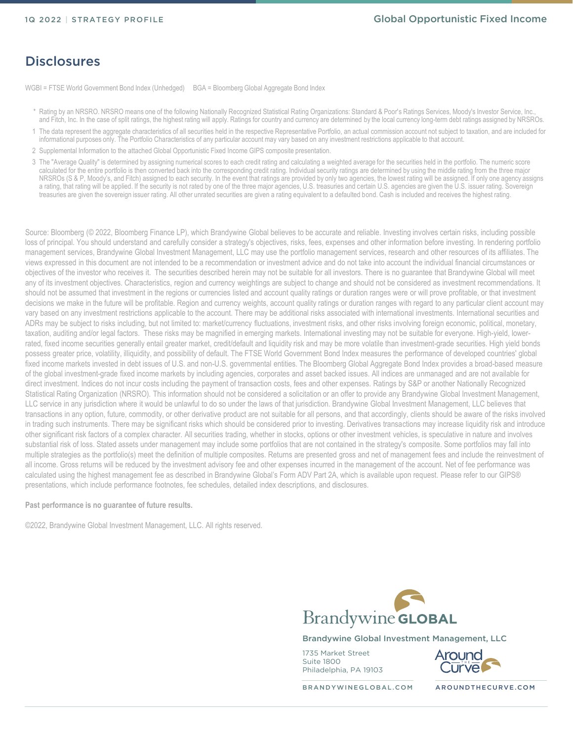## Disclosures

WGBI = FTSE World Government Bond Index (Unhedged)  BGA = Bloomberg Global Aggregate Bond Index

\* Rating by an NRSRO. NRSRO means one of the following Nationally Recognized Statistical Rating Organizations: Standard & Poor's Ratings Services, Moody's Investor Service, Inc., and Fitch, Inc. In the case of split ratings, the highest rating will apply. Ratings for country and currency are determined by the local currency long-term debt ratings assigned by NRSROs.

1 The data represent the aggregate characteristics of all securities held in the respective Representative Portfolio, an actual commission account not subject to taxation, and are included for informational purposes only. The Portfolio Characteristics of any particular account may vary based on any investment restrictions applicable to that account.

2 Supplemental Information to the attached Global Opportunistic Fixed Income GIPS composite presentation.

3 The "Average Quality" is determined by assigning numerical scores to each credit rating and calculating a weighted average for the securities held in the portfolio. The numeric score calculated for the entire portfolio is then converted back into the corresponding credit rating. Individual security ratings are determined by using the middle rating from the three major NRSROs (S & P, Moody's, and Fitch) assigned to each security. In the event that ratings are provided by only two agencies, the lowest rating will be assigned. If only one agency assigns a rating, that rating will be applied. If the security is not rated by one of the three major agencies, U.S. treasuries and certain U.S. agencies are given the U.S. issuer rating. Sovereign treasuries are given the sovereign issuer rating. All other unrated securities are given a rating equivalent to a defaulted bond. Cash is included and receives the highest rating.

Source: Bloomberg (© 2022, Bloomberg Finance LP), which Brandywine Global believes to be accurate and reliable. Investing involves certain risks, including possible loss of principal. You should understand and carefully consider a strategy's objectives, risks, fees, expenses and other information before investing. In rendering portfolio management services, Brandywine Global Investment Management, LLC may use the portfolio management services, research and other resources of its affiliates. The views expressed in this document are not intended to be a recommendation or investment advice and do not take into account the individual financial circumstances or objectives of the investor who receives it. The securities described herein may not be suitable for all investors. There is no guarantee that Brandywine Global will meet any of its investment objectives. Characteristics, region and currency weightings are subject to change and should not be considered as investment recommendations. It should not be assumed that investment in the regions or currencies listed and account quality ratings or duration ranges were or will prove profitable, or that investment decisions we make in the future will be profitable. Region and currency weights, account quality ratings or duration ranges with regard to any particular client account may vary based on any investment restrictions applicable to the account. There may be additional risks associated with international investments. International securities and ADRs may be subject to risks including, but not limited to: market/currency fluctuations, investment risks, and other risks involving foreign economic, political, monetary, taxation, auditing and/or legal factors. These risks may be magnified in emerging markets. International investing may not be suitable for everyone. High-yield, lower-rated, fixed income securities generally entail greater market, credit/default and liquidity risk and may be more volatile than investment-grade securities. High yield bonds possess greater price, volatility, illiquidity, and possibility of default. The FTSE World Government Bond Index measures the performance of developed countries' global fixed income markets invested in debt issues of U.S. and non-U.S. governmental entities. The Bloomberg Global Aggregate Bond Index provides a broad-based measure of the global investment-grade fixed income markets by including agencies, corporates and asset backed issues. All indices are unmanaged and are not available for direct investment. Indices do not incur costs including the payment of transaction costs, fees and other expenses. Ratings by S&P or another Nationally Recognized Statistical Rating Organization (NRSRO). This information should not be considered a solicitation or an offer to provide any Brandywine Global Investment Management, LLC service in any jurisdiction where it would be unlawful to do so under the laws of that jurisdiction. Brandywine Global Investment Management, LLC believes that transactions in any option, future, commodity, or other derivative product are not suitable for all persons, and that accordingly, clients should be aware of the risks involved in trading such instruments. There may be significant risks which should be considered prior to investing. Derivatives transactions may increase liquidity risk and introduce other significant risk factors of a complex character. All securities trading, whether in stocks, options or other investment vehicles, is speculative in nature and involves substantial risk of loss. Stated assets under management may include some portfolios that are not contained in the strategy's composite. Some portfolios may fall into multiple strategies as the portfolio(s) meet the definition of multiple composites. Returns are presented gross and net of management fees and include the reinvestment of all income. Gross returns will be reduced by the investment advisory fee and other expenses incurred in the management of the account. Net of fee performance was calculated using the highest management fee as described in Brandywine Global's Form ADV Part 2A, which is available upon request. Please refer to our GIPS® presentations, which include performance footnotes, fee schedules, detailed index descriptions, and disclosures.

**Past performance is no guarantee of future results.**

©2022, Brandywine Global Investment Management, LLC. All rights reserved.

Brandywine GLOBAL

Brandywine Global Investment Management, LLC

1735 Market Street
Suite 1800
Philadelphia, PA 19103

Around the Curve

BRANDYWINEGLOBAL.COM

AROUNDTHECURVE.COM